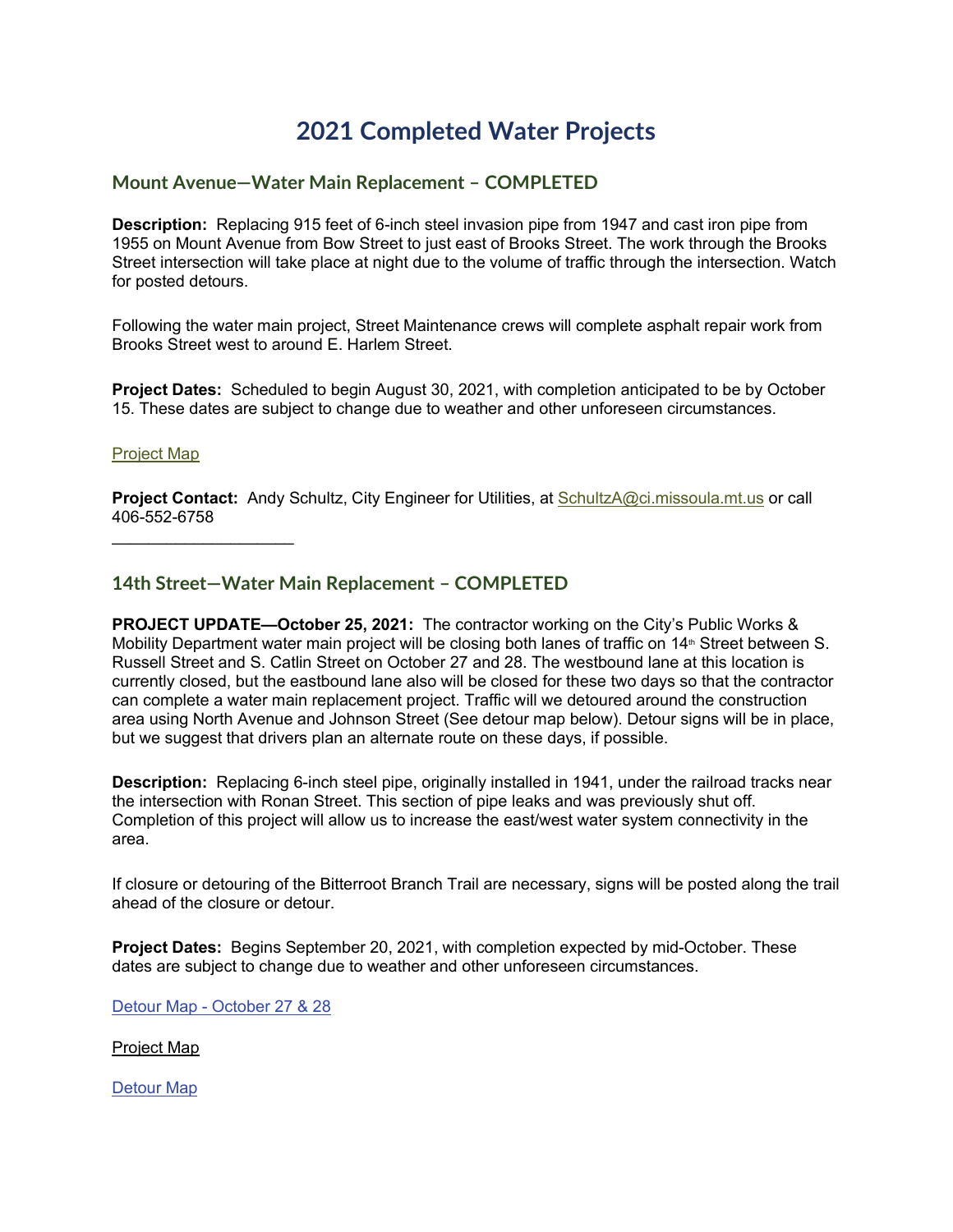# 2021 Completed Water Projects

## Mount Avenue—Water Main Replacement – COMPLETED

**Description:** Replacing 915 feet of 6-inch steel invasion pipe from 1947 and cast iron pipe from 1955 on Mount Avenue from Bow Street to just east of Brooks Street. The work through the Brooks Street intersection will take place at night due to the volume of traffic through the intersection. Watch for posted detours.

Following the water main project, Street Maintenance crews will complete asphalt repair work from Brooks Street west to around E. Harlem Street.

**Project Dates:** Scheduled to begin August 30, 2021, with completion anticipated to be by October 15. These dates are subject to change due to weather and other unforeseen circumstances.

Project Map

**Project Contact:** Andy Schultz, City Engineer for Utilities, at SchultzA@ci.missoula.mt.us or call 406-552-6758

---

## 14th Street—Water Main Replacement – COMPLETED

**PROJECT UPDATE—October 25, 2021:** The contractor working on the City's Public Works & Mobility Department water main project will be closing both lanes of traffic on 14th Street between S. Russell Street and S. Catlin Street on October 27 and 28. The westbound lane at this location is currently closed, but the eastbound lane also will be closed for these two days so that the contractor can complete a water main replacement project. Traffic will we detoured around the construction area using North Avenue and Johnson Street (See detour map below). Detour signs will be in place, but we suggest that drivers plan an alternate route on these days, if possible.

**Description:** Replacing 6-inch steel pipe, originally installed in 1941, under the railroad tracks near the intersection with Ronan Street. This section of pipe leaks and was previously shut off. Completion of this project will allow us to increase the east/west water system connectivity in the area.

If closure or detouring of the Bitterroot Branch Trail are necessary, signs will be posted along the trail ahead of the closure or detour.

**Project Dates:** Begins September 20, 2021, with completion expected by mid-October. These dates are subject to change due to weather and other unforeseen circumstances.

Detour Map - October 27 & 28

Project Map

Detour Map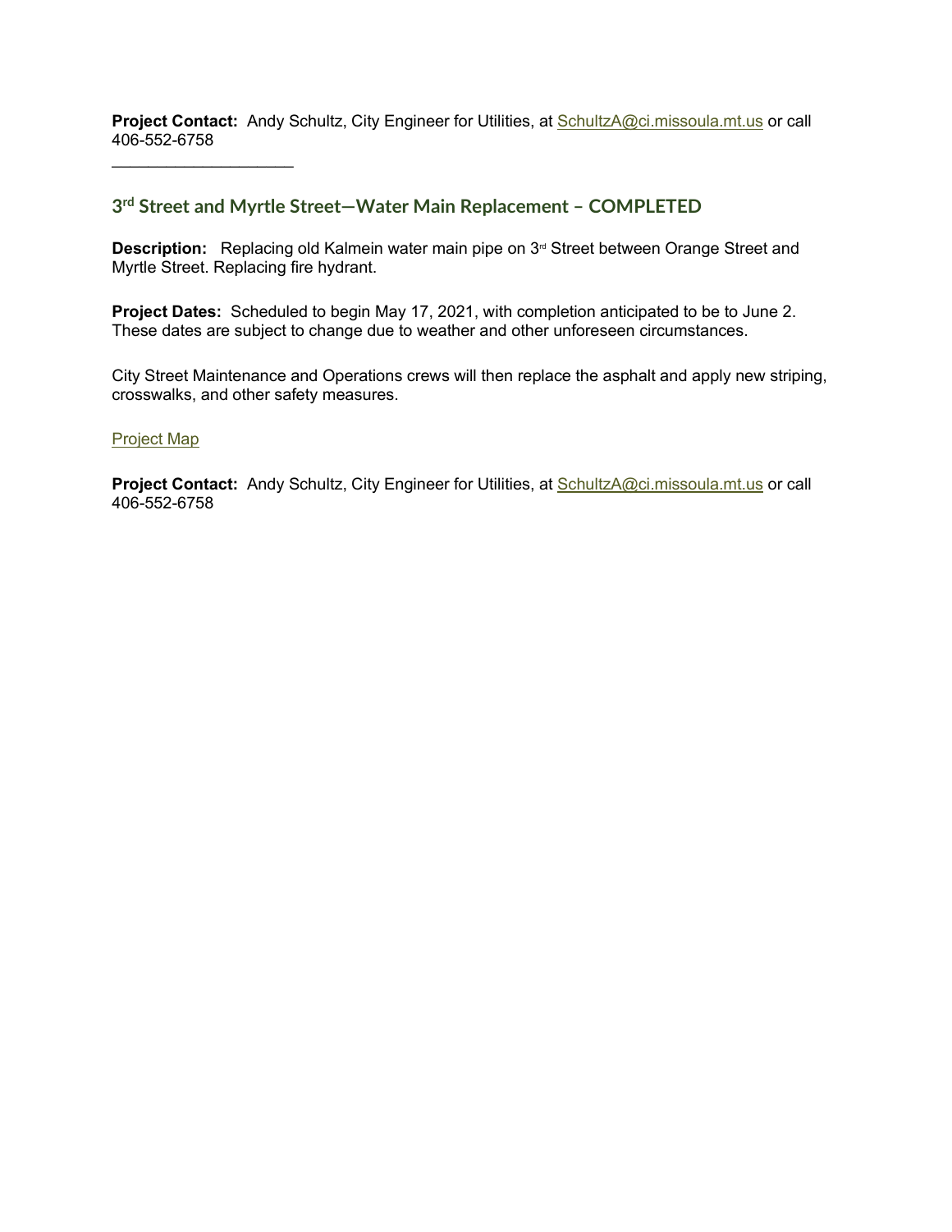**Project Contact:** Andy Schultz, City Engineer for Utilities, at [SchultzA@ci.missoula.mt.us](mailto:SchultzA@ci.missoula.mt.us) or call 406-552-6758

---

## 3rd Street and Myrtle Street—Water Main Replacement – COMPLETED

**Description:** Replacing old Kalmein water main pipe on 3rd Street between Orange Street and Myrtle Street. Replacing fire hydrant.

**Project Dates:** Scheduled to begin May 17, 2021, with completion anticipated to be to June 2. These dates are subject to change due to weather and other unforeseen circumstances.

City Street Maintenance and Operations crews will then replace the asphalt and apply new striping, crosswalks, and other safety measures.

Project Map

**Project Contact:** Andy Schultz, City Engineer for Utilities, at [SchultzA@ci.missoula.mt.us](mailto:SchultzA@ci.missoula.mt.us) or call 406-552-6758